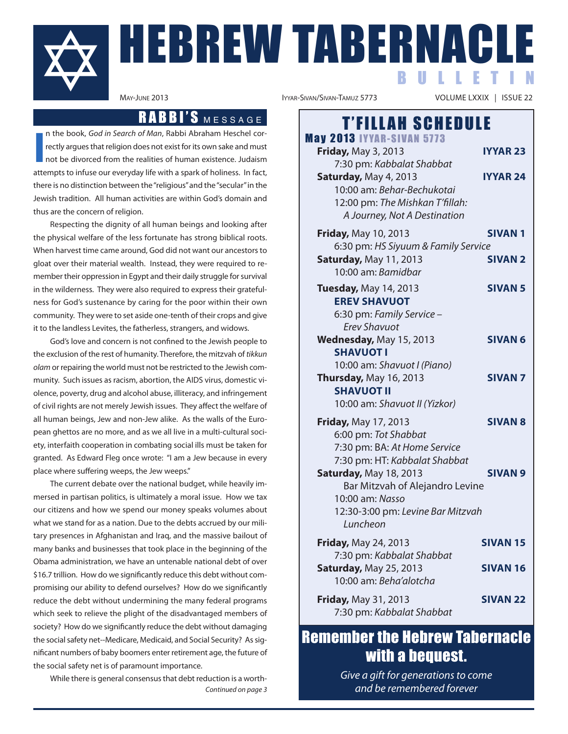# HEBREW TABERNACLE BULLETIN

May-June 2013 | Iyyar-Sivan/Sivan-Tamuz 5773 | VOLUME LXXIX | ISSUE 22

## RABBI'S MESSAGE

In the book, *God in Search of Man*, Rabbi Abraham Heschel correctly argues that religion does not exist for its own sake and must not be divorced from the realities of human existence. Judaism attempts to infuse our everyday life with a spark of holiness. In fact, there is no distinction between the "religious" and the "secular" in the Jewish tradition. All human activities are within God's domain and thus are the concern of religion.

Respecting the dignity of all human beings and looking after the physical welfare of the less fortunate has strong biblical roots. When harvest time came around, God did not want our ancestors to gloat over their material wealth. Instead, they were required to remember their oppression in Egypt and their daily struggle for survival in the wilderness. They were also required to express their gratefulness for God's sustenance by caring for the poor within their own community. They were to set aside one-tenth of their crops and give it to the landless Levites, the fatherless, strangers, and widows.

God's love and concern is not confined to the Jewish people to the exclusion of the rest of humanity. Therefore, the mitzvah of *tikkun olam* or repairing the world must not be restricted to the Jewish community. Such issues as racism, abortion, the AIDS virus, domestic violence, poverty, drug and alcohol abuse, illiteracy, and infringement of civil rights are not merely Jewish issues. They affect the welfare of all human beings, Jew and non-Jew alike. As the walls of the European ghettos are no more, and as we all live in a multi-cultural society, interfaith cooperation in combating social ills must be taken for granted. As Edward Fleg once wrote: "I am a Jew because in every place where suffering weeps, the Jew weeps."

The current debate over the national budget, while heavily immersed in partisan politics, is ultimately a moral issue. How we tax our citizens and how we spend our money speaks volumes about what we stand for as a nation. Due to the debts accrued by our military presences in Afghanistan and Iraq, and the massive bailout of many banks and businesses that took place in the beginning of the Obama administration, we have an untenable national debt of over $16.7 trillion. How do we significantly reduce this debt without compromising our ability to defend ourselves? How do we significantly reduce the debt without undermining the many federal programs which seek to relieve the plight of the disadvantaged members of society? How do we significantly reduce the debt without damaging the social safety net--Medicare, Medicaid, and Social Security? As significant numbers of baby boomers enter retirement age, the future of the social safety net is of paramount importance.

While there is general consensus that debt reduction is a worth-

*Continued on page 3*

## T'FILLAH SCHEDULE

### May 2013 IYYAR-SIVAN 5773

**Friday,** May 3, 2013 — **IYYAR 23**
7:30 pm: *Kabbalat Shabbat*

**Saturday,** May 4, 2013 — **IYYAR 24**
10:00 am: *Behar-Bechukotai*
12:00 pm: *The Mishkan T'fillah: A Journey, Not A Destination*

**Friday,** May 10, 2013 — **SIVAN 1**
6:30 pm: *HS Siyuum & Family Service*

**Saturday,** May 11, 2013 — **SIVAN 2**
10:00 am: *Bamidbar*

**Tuesday,** May 14, 2013 — **SIVAN 5**
**EREV SHAVUOT**
6:30 pm: *Family Service – Erev Shavuot*

**Wednesday,** May 15, 2013 — **SIVAN 6**
**SHAVUOT I**
10:00 am: *Shavuot I (Piano)*

**Thursday,** May 16, 2013 — **SIVAN 7**
**SHAVUOT II**
10:00 am: *Shavuot II (Yizkor)*

**Friday,** May 17, 2013 — **SIVAN 8**
6:00 pm: *Tot Shabbat*
7:30 pm: BA: *At Home Service*
7:30 pm: HT: *Kabbalat Shabbat*

**Saturday,** May 18, 2013 — **SIVAN 9**
Bar Mitzvah of Alejandro Levine
10:00 am: *Nasso*
12:30-3:00 pm: *Levine Bar Mitzvah Luncheon*

**Friday,** May 24, 2013 — **SIVAN 15**
7:30 pm: *Kabbalat Shabbat*

**Saturday,** May 25, 2013 — **SIVAN 16**
10:00 am: *Beha'alotcha*

**Friday,** May 31, 2013 — **SIVAN 22**
7:30 pm: *Kabbalat Shabbat*

## Remember the Hebrew Tabernacle with a bequest.

*Give a gift for generations to come and be remembered forever*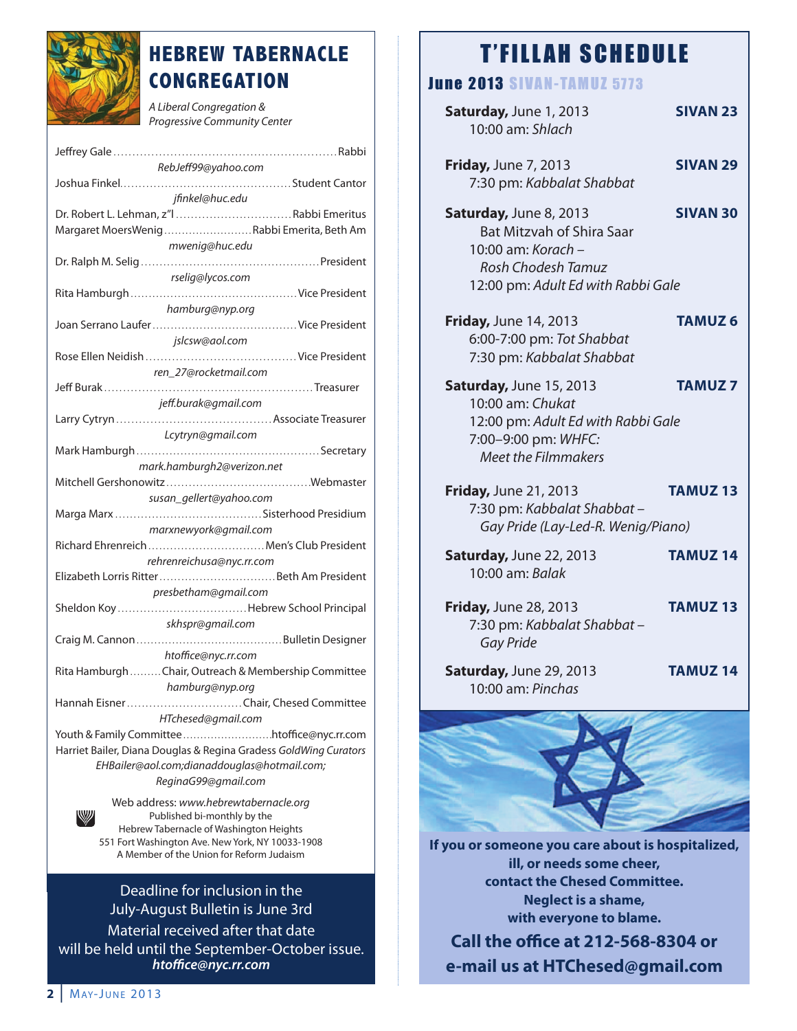# HEBREW TABERNACLE CONGREGATION

*A Liberal Congregation & Progressive Community Center*

Jeffrey Gale .......... Rabbi
*RebJeff99@yahoo.com*

Joshua Finkel .......... Student Cantor
*jfinkel@huc.edu*

Dr. Robert L. Lehman, z"l .......... Rabbi Emeritus

Margaret MoersWenig .......... Rabbi Emerita, Beth Am
*mwenig@huc.edu*

Dr. Ralph M. Selig .......... President
*rselig@lycos.com*

Rita Hamburgh .......... Vice President
*hamburg@nyp.org*

Joan Serrano Laufer .......... Vice President
*jslcsw@aol.com*

Rose Ellen Neidish .......... Vice President
*ren_27@rocketmail.com*

Jeff Burak .......... Treasurer
*jeff.burak@gmail.com*

Larry Cytryn .......... Associate Treasurer
*Lcytryn@gmail.com*

Mark Hamburgh .......... Secretary
*mark.hamburgh2@verizon.net*

Mitchell Gershonowitz .......... Webmaster
*susan_gellert@yahoo.com*

Marga Marx .......... Sisterhood Presidium
*marxnewyork@gmail.com*

Richard Ehrenreich .......... Men's Club President
*rehrenreichusa@nyc.rr.com*

Elizabeth Lorris Ritter .......... Beth Am President
*presbetham@gmail.com*

Sheldon Koy .......... Hebrew School Principal
*skhspr@gmail.com*

Craig M. Cannon .......... Bulletin Designer
*htoffice@nyc.rr.com*

Rita Hamburgh .......... Chair, Outreach & Membership Committee
*hamburg@nyp.org*

Hannah Eisner .......... Chair, Chesed Committee
*HTchesed@gmail.com*

Youth & Family Committee .......... htoffice@nyc.rr.com

Harriet Bailer, Diana Douglas & Regina Gradess *GoldWing Curators*
*EHBailer@aol.com;dianaddouglas@hotmail.com; ReginaG99@gmail.com*

Web address: *www.hebrewtabernacle.org*
Published bi-monthly by the
Hebrew Tabernacle of Washington Heights
551 Fort Washington Ave. New York, NY 10033-1908
A Member of the Union for Reform Judaism

Deadline for inclusion in the July-August Bulletin is June 3rd
Material received after that date will be held until the September-October issue.
***htoffice@nyc.rr.com***

# T'FILLAH SCHEDULE

## June 2013 SIVAN-TAMUZ 5773

**Saturday,** June 1, 2013 — **SIVAN 23**
10:00 am: *Shlach*

**Friday,** June 7, 2013 — **SIVAN 29**
7:30 pm: *Kabbalat Shabbat*

**Saturday,** June 8, 2013 — **SIVAN 30**
Bat Mitzvah of Shira Saar
10:00 am: *Korach – Rosh Chodesh Tamuz*
12:00 pm: *Adult Ed with Rabbi Gale*

**Friday,** June 14, 2013 — **TAMUZ 6**
6:00-7:00 pm: *Tot Shabbat*
7:30 pm: *Kabbalat Shabbat*

**Saturday,** June 15, 2013 — **TAMUZ 7**
10:00 am: *Chukat*
12:00 pm: *Adult Ed with Rabbi Gale*
7:00–9:00 pm: *WHFC: Meet the Filmmakers*

**Friday,** June 21, 2013 — **TAMUZ 13**
7:30 pm: *Kabbalat Shabbat – Gay Pride (Lay-Led-R. Wenig/Piano)*

**Saturday,** June 22, 2013 — **TAMUZ 14**
10:00 am: *Balak*

**Friday,** June 28, 2013 — **TAMUZ 13**
7:30 pm: *Kabbalat Shabbat – Gay Pride*

**Saturday,** June 29, 2013 — **TAMUZ 14**
10:00 am: *Pinchas*

**If you or someone you care about is hospitalized, ill, or needs some cheer, contact the Chesed Committee. Neglect is a shame, with everyone to blame.**

**Call the office at 212-568-8304 or e-mail us at HTChesed@gmail.com**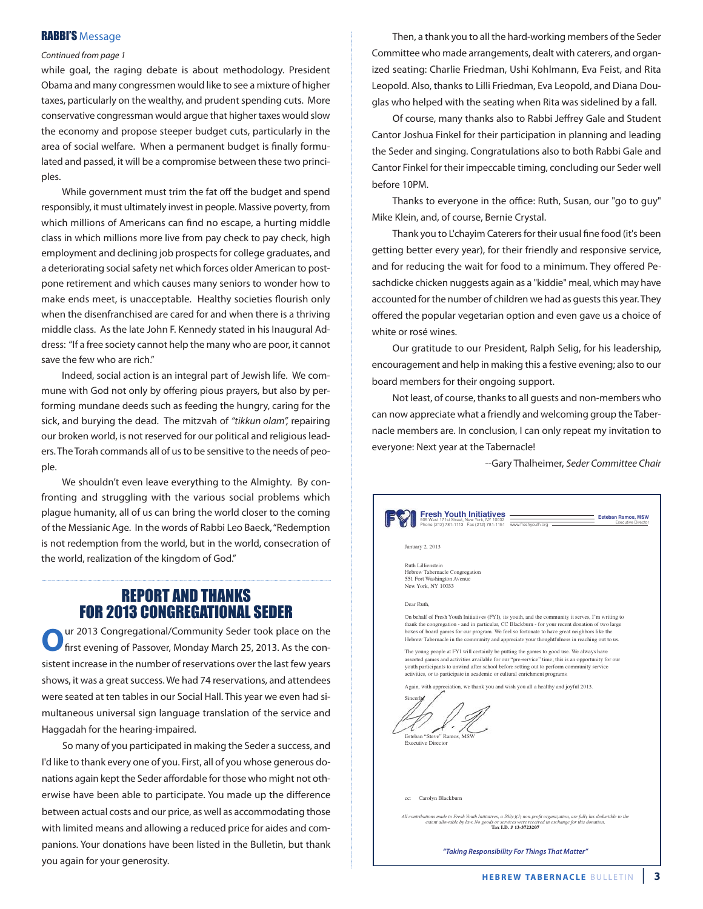## RABBI'S Message

*Continued from page 1*

while goal, the raging debate is about methodology. President Obama and many congressmen would like to see a mixture of higher taxes, particularly on the wealthy, and prudent spending cuts. More conservative congressman would argue that higher taxes would slow the economy and propose steeper budget cuts, particularly in the area of social welfare. When a permanent budget is finally formulated and passed, it will be a compromise between these two principles.

While government must trim the fat off the budget and spend responsibly, it must ultimately invest in people. Massive poverty, from which millions of Americans can find no escape, a hurting middle class in which millions more live from pay check to pay check, high employment and declining job prospects for college graduates, and a deteriorating social safety net which forces older American to postpone retirement and which causes many seniors to wonder how to make ends meet, is unacceptable. Healthy societies flourish only when the disenfranchised are cared for and when there is a thriving middle class. As the late John F. Kennedy stated in his Inaugural Address: "If a free society cannot help the many who are poor, it cannot save the few who are rich."

Indeed, social action is an integral part of Jewish life. We commune with God not only by offering pious prayers, but also by performing mundane deeds such as feeding the hungry, caring for the sick, and burying the dead. The mitzvah of *"tikkun olam",* repairing our broken world, is not reserved for our political and religious leaders. The Torah commands all of us to be sensitive to the needs of people.

We shouldn't even leave everything to the Almighty. By confronting and struggling with the various social problems which plague humanity, all of us can bring the world closer to the coming of the Messianic Age. In the words of Rabbi Leo Baeck, "Redemption is not redemption from the world, but in the world, consecration of the world, realization of the kingdom of God."

## REPORT AND THANKS FOR 2013 CONGREGATIONAL SEDER

Our 2013 Congregational/Community Seder took place on the first evening of Passover, Monday March 25, 2013. As the consistent increase in the number of reservations over the last few years shows, it was a great success. We had 74 reservations, and attendees were seated at ten tables in our Social Hall. This year we even had simultaneous universal sign language translation of the service and Haggadah for the hearing-impaired.

So many of you participated in making the Seder a success, and I'd like to thank every one of you. First, all of you whose generous donations again kept the Seder affordable for those who might not otherwise have been able to participate. You made up the difference between actual costs and our price, as well as accommodating those with limited means and allowing a reduced price for aides and companions. Your donations have been listed in the Bulletin, but thank you again for your generosity.

Then, a thank you to all the hard-working members of the Seder Committee who made arrangements, dealt with caterers, and organized seating: Charlie Friedman, Ushi Kohlmann, Eva Feist, and Rita Leopold. Also, thanks to Lilli Friedman, Eva Leopold, and Diana Douglas who helped with the seating when Rita was sidelined by a fall.

Of course, many thanks also to Rabbi Jeffrey Gale and Student Cantor Joshua Finkel for their participation in planning and leading the Seder and singing. Congratulations also to both Rabbi Gale and Cantor Finkel for their impeccable timing, concluding our Seder well before 10PM.

Thanks to everyone in the office: Ruth, Susan, our "go to guy" Mike Klein, and, of course, Bernie Crystal.

Thank you to L'chayim Caterers for their usual fine food (it's been getting better every year), for their friendly and responsive service, and for reducing the wait for food to a minimum. They offered Pesachdicke chicken nuggests again as a "kiddie" meal, which may have accounted for the number of children we had as guests this year. They offered the popular vegetarian option and even gave us a choice of white or rosé wines.

Our gratitude to our President, Ralph Selig, for his leadership, encouragement and help in making this a festive evening; also to our board members for their ongoing support.

Not least, of course, thanks to all guests and non-members who can now appreciate what a friendly and welcoming group the Tabernacle members are. In conclusion, I can only repeat my invitation to everyone: Next year at the Tabernacle!

--Gary Thalheimer, *Seder Committee Chair*

---

**Fresh Youth Initiatives**
505 West 171st Street, New York, NY 10032
Phone (212) 781-1113 Fax (212) 781-1151 www.freshyouth.org

**Esteban Ramos, MSW**
Executive Director

January 2, 2013

Ruth Lillienstein
Hebrew Tabernacle Congregation
551 Fort Washington Avenue
New York, NY 10033

Dear Ruth,

On behalf of Fresh Youth Initiatives (FYI), its youth, and the community it serves, I'm writing to thank the congregation - and in particular, CC Blackburn - for your recent donation of two large boxes of board games for our program. We feel so fortunate to have great neighbors like the Hebrew Tabernacle in the community and appreciate your thoughtfulness in reaching out to us.

The young people at FYI will certainly be putting the games to good use. We always have assorted games and activities available for our "pre-service" time; this is an opportunity for our youth participants to unwind after school before setting out to perform community service activities, or to participate in academic or cultural enrichment programs.

Again, with appreciation, we thank you and wish you all a healthy and joyful 2013.

Sincerely,

Esteban "Steve" Ramos, MSW
Executive Director

cc: Carolyn Blackburn

*All contributions made to Fresh Youth Initiatives, a 501(c)(3) non-profit organization, are fully tax deductible to the extent allowable by law. No goods or services were received in exchange for this donation.*
**Tax I.D. # 13-3723207**

***"Taking Responsibility For Things That Matter"***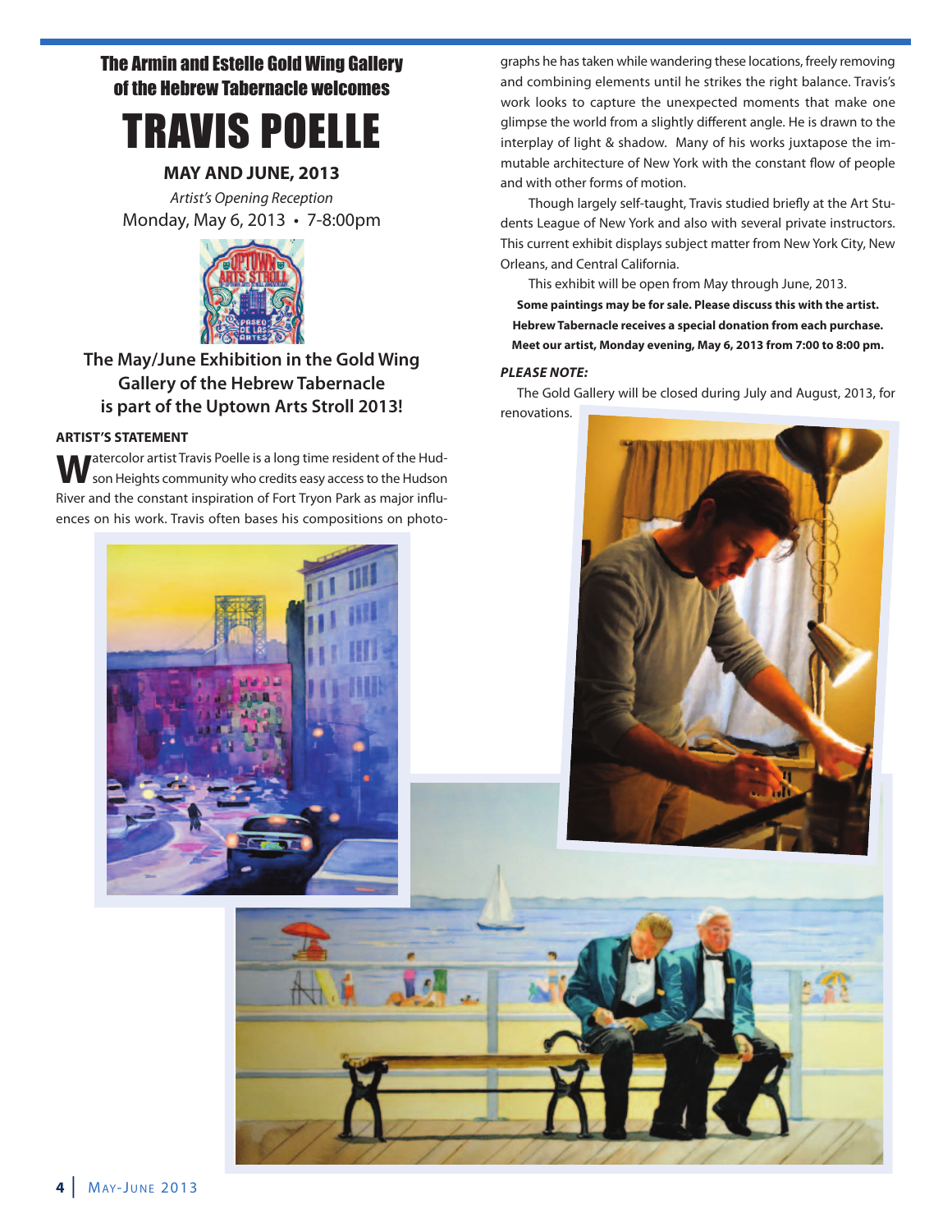## The Armin and Estelle Gold Wing Gallery of the Hebrew Tabernacle welcomes

# TRAVIS POELLE

**MAY AND JUNE, 2013**

*Artist's Opening Reception*

Monday, May 6, 2013 • 7-8:00pm

**The May/June Exhibition in the Gold Wing Gallery of the Hebrew Tabernacle is part of the Uptown Arts Stroll 2013!**

**ARTIST'S STATEMENT**

Watercolor artist Travis Poelle is a long time resident of the Hudson Heights community who credits easy access to the Hudson River and the constant inspiration of Fort Tryon Park as major influences on his work. Travis often bases his compositions on photographs he has taken while wandering these locations, freely removing and combining elements until he strikes the right balance. Travis's work looks to capture the unexpected moments that make one glimpse the world from a slightly different angle. He is drawn to the interplay of light & shadow. Many of his works juxtapose the immutable architecture of New York with the constant flow of people and with other forms of motion.

Though largely self-taught, Travis studied briefly at the Art Students League of New York and also with several private instructors. This current exhibit displays subject matter from New York City, New Orleans, and Central California.

This exhibit will be open from May through June, 2013.

**Some paintings may be for sale. Please discuss this with the artist.**
**Hebrew Tabernacle receives a special donation from each purchase.**
**Meet our artist, Monday evening, May 6, 2013 from 7:00 to 8:00 pm.**

***PLEASE NOTE:***

The Gold Gallery will be closed during July and August, 2013, for renovations.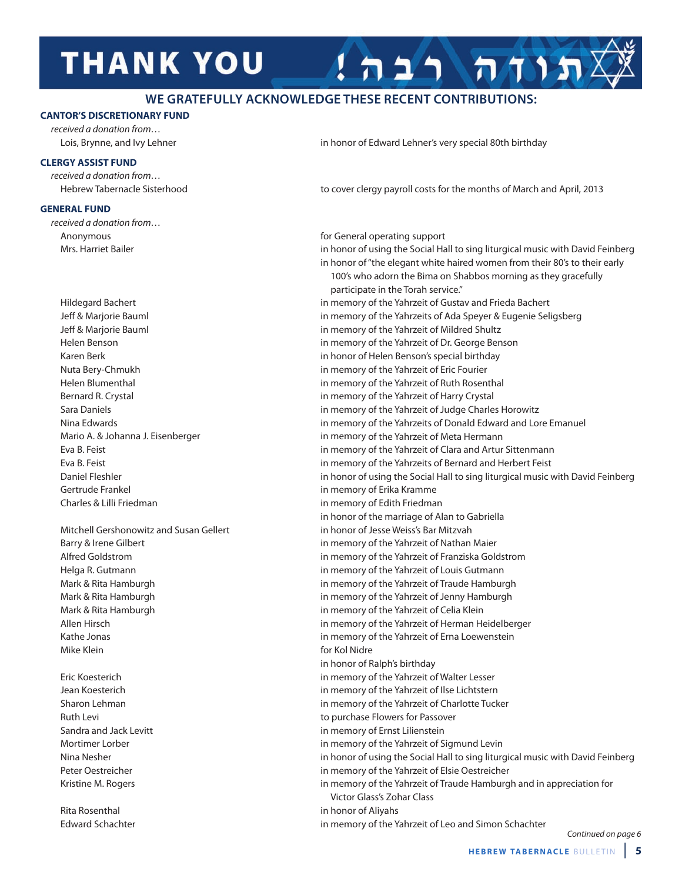# THANK YOU תודה רבה!

## WE GRATEFULLY ACKNOWLEDGE THESE RECENT CONTRIBUTIONS:

### CANTOR'S DISCRETIONARY FUND

*received a donation from…*

| | |
|---|---|
| Lois, Brynne, and Ivy Lehner | in honor of Edward Lehner's very special 80th birthday |

### CLERGY ASSIST FUND

*received a donation from…*

| | |
|---|---|
| Hebrew Tabernacle Sisterhood | to cover clergy payroll costs for the months of March and April, 2013 |

### GENERAL FUND

*received a donation from…*

| | |
|---|---|
| Anonymous | for General operating support |
| Mrs. Harriet Bailer | in honor of using the Social Hall to sing liturgical music with David Feinberg |
| | in honor of "the elegant white haired women from their 80's to their early 100's who adorn the Bima on Shabbos morning as they gracefully participate in the Torah service." |
| Hildegard Bachert | in memory of the Yahrzeit of Gustav and Frieda Bachert |
| Jeff & Marjorie Bauml | in memory of the Yahrzeits of Ada Speyer & Eugenie Seligsberg |
| Jeff & Marjorie Bauml | in memory of the Yahrzeit of Mildred Shultz |
| Helen Benson | in memory of the Yahrzeit of Dr. George Benson |
| Karen Berk | in honor of Helen Benson's special birthday |
| Nuta Bery-Chmukh | in memory of the Yahrzeit of Eric Fourier |
| Helen Blumenthal | in memory of the Yahrzeit of Ruth Rosenthal |
| Bernard R. Crystal | in memory of the Yahrzeit of Harry Crystal |
| Sara Daniels | in memory of the Yahrzeit of Judge Charles Horowitz |
| Nina Edwards | in memory of the Yahrzeits of Donald Edward and Lore Emanuel |
| Mario A. & Johanna J. Eisenberger | in memory of the Yahrzeit of Meta Hermann |
| Eva B. Feist | in memory of the Yahrzeit of Clara and Artur Sittenmann |
| Eva B. Feist | in memory of the Yahrzeits of Bernard and Herbert Feist |
| Daniel Fleshler | in honor of using the Social Hall to sing liturgical music with David Feinberg |
| Gertrude Frankel | in memory of Erika Kramme |
| Charles & Lilli Friedman | in memory of Edith Friedman |
| | in honor of the marriage of Alan to Gabriella |
| Mitchell Gershonowitz and Susan Gellert | in honor of Jesse Weiss's Bar Mitzvah |
| Barry & Irene Gilbert | in memory of the Yahrzeit of Nathan Maier |
| Alfred Goldstrom | in memory of the Yahrzeit of Franziska Goldstrom |
| Helga R. Gutmann | in memory of the Yahrzeit of Louis Gutmann |
| Mark & Rita Hamburgh | in memory of the Yahrzeit of Traude Hamburgh |
| Mark & Rita Hamburgh | in memory of the Yahrzeit of Jenny Hamburgh |
| Mark & Rita Hamburgh | in memory of the Yahrzeit of Celia Klein |
| Allen Hirsch | in memory of the Yahrzeit of Herman Heidelberger |
| Kathe Jonas | in memory of the Yahrzeit of Erna Loewenstein |
| Mike Klein | for Kol Nidre |
| | in honor of Ralph's birthday |
| Eric Koesterich | in memory of the Yahrzeit of Walter Lesser |
| Jean Koesterich | in memory of the Yahrzeit of Ilse Lichtstern |
| Sharon Lehman | in memory of the Yahrzeit of Charlotte Tucker |
| Ruth Levi | to purchase Flowers for Passover |
| Sandra and Jack Levitt | in memory of Ernst Lilienstein |
| Mortimer Lorber | in memory of the Yahrzeit of Sigmund Levin |
| Nina Nesher | in honor of using the Social Hall to sing liturgical music with David Feinberg |
| Peter Oestreicher | in memory of the Yahrzeit of Elsie Oestreicher |
| Kristine M. Rogers | in memory of the Yahrzeit of Traude Hamburgh and in appreciation for Victor Glass's Zohar Class |
| Rita Rosenthal | in honor of Aliyahs |
| Edward Schachter | in memory of the Yahrzeit of Leo and Simon Schachter |

*Continued on page 6*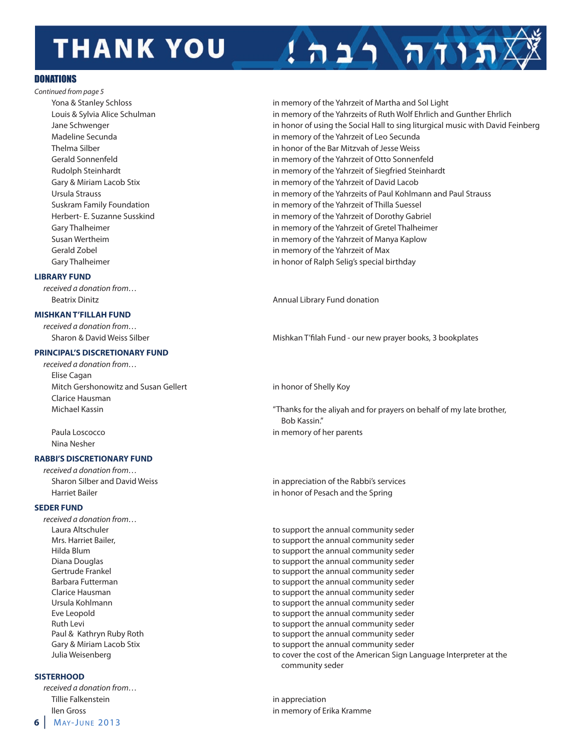# THANK YOU ! תודה רבה

## DONATIONS

*Continued from page 5*

| | |
|---|---|
| Yona & Stanley Schloss | in memory of the Yahrzeit of Martha and Sol Light |
| Louis & Sylvia Alice Schulman | in memory of the Yahrzeits of Ruth Wolf Ehrlich and Gunther Ehrlich |
| Jane Schwenger | in honor of using the Social Hall to sing liturgical music with David Feinberg |
| Madeline Secunda | in memory of the Yahrzeit of Leo Secunda |
| Thelma Silber | in honor of the Bar Mitzvah of Jesse Weiss |
| Gerald Sonnenfeld | in memory of the Yahrzeit of Otto Sonnenfeld |
| Rudolph Steinhardt | in memory of the Yahrzeit of Siegfried Steinhardt |
| Gary & Miriam Lacob Stix | in memory of the Yahrzeit of David Lacob |
| Ursula Strauss | in memory of the Yahrzeits of Paul Kohlmann and Paul Strauss |
| Suskram Family Foundation | in memory of the Yahrzeit of Thilla Suessel |
| Herbert- E. Suzanne Susskind | in memory of the Yahrzeit of Dorothy Gabriel |
| Gary Thalheimer | in memory of the Yahrzeit of Gretel Thalheimer |
| Susan Wertheim | in memory of the Yahrzeit of Manya Kaplow |
| Gerald Zobel | in memory of the Yahrzeit of Max |
| Gary Thalheimer | in honor of Ralph Selig's special birthday |

### LIBRARY FUND

*received a donation from…*

| | |
|---|---|
| Beatrix Dinitz | Annual Library Fund donation |

### MISHKAN T'FILLAH FUND

*received a donation from…*

| | |
|---|---|
| Sharon & David Weiss Silber | Mishkan T'filah Fund - our new prayer books, 3 bookplates |

### PRINCIPAL'S DISCRETIONARY FUND

*received a donation from…*

| | |
|---|---|
| Elise Cagan | |
| Mitch Gershonowitz and Susan Gellert | in honor of Shelly Koy |
| Clarice Hausman | |
| Michael Kassin | "Thanks for the aliyah and for prayers on behalf of my late brother, Bob Kassin." |
| Paula Loscocco | in memory of her parents |
| Nina Nesher | |

### RABBI'S DISCRETIONARY FUND

*received a donation from…*

| | |
|---|---|
| Sharon Silber and David Weiss | in appreciation of the Rabbi's services |
| Harriet Bailer | in honor of Pesach and the Spring |

### SEDER FUND

*received a donation from…*

| | |
|---|---|
| Laura Altschuler | to support the annual community seder |
| Mrs. Harriet Bailer, | to support the annual community seder |
| Hilda Blum | to support the annual community seder |
| Diana Douglas | to support the annual community seder |
| Gertrude Frankel | to support the annual community seder |
| Barbara Futterman | to support the annual community seder |
| Clarice Hausman | to support the annual community seder |
| Ursula Kohlmann | to support the annual community seder |
| Eve Leopold | to support the annual community seder |
| Ruth Levi | to support the annual community seder |
| Paul & Kathryn Ruby Roth | to support the annual community seder |
| Gary & Miriam Lacob Stix | to support the annual community seder |
| Julia Weisenberg | to cover the cost of the American Sign Language Interpreter at the community seder |

### SISTERHOOD

*received a donation from…*

| | |
|---|---|
| Tillie Falkenstein | in appreciation |
| llen Gross | in memory of Erika Kramme |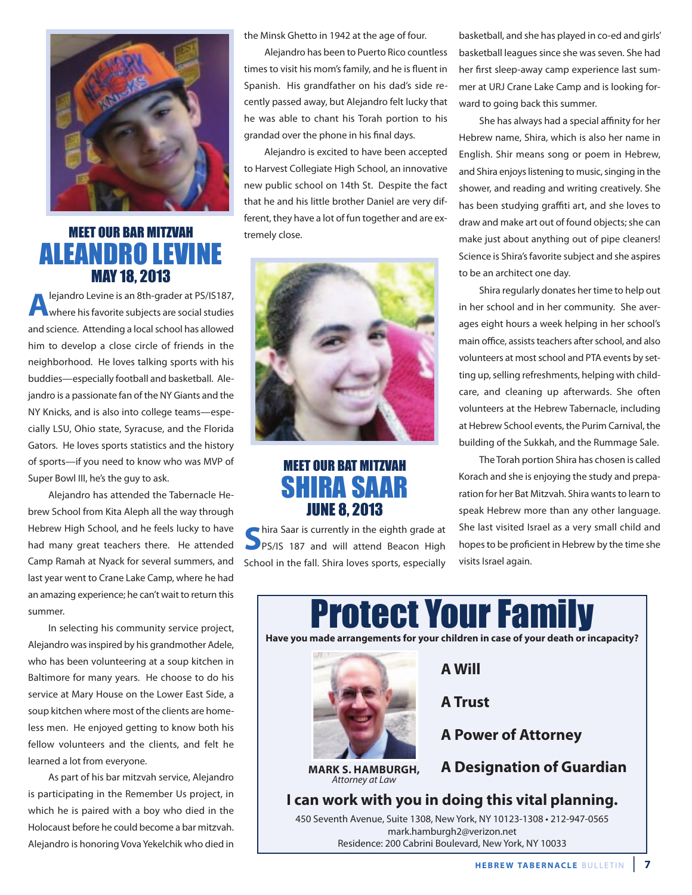## MEET OUR BAR MITZVAH

# ALEANDRO LEVINE

## MAY 18, 2013

Alejandro Levine is an 8th-grader at PS/IS187, where his favorite subjects are social studies and science. Attending a local school has allowed him to develop a close circle of friends in the neighborhood. He loves talking sports with his buddies—especially football and basketball. Alejandro is a passionate fan of the NY Giants and the NY Knicks, and is also into college teams—especially LSU, Ohio state, Syracuse, and the Florida Gators. He loves sports statistics and the history of sports—if you need to know who was MVP of Super Bowl III, he's the guy to ask.

Alejandro has attended the Tabernacle Hebrew School from Kita Aleph all the way through Hebrew High School, and he feels lucky to have had many great teachers there. He attended Camp Ramah at Nyack for several summers, and last year went to Crane Lake Camp, where he had an amazing experience; he can't wait to return this summer.

In selecting his community service project, Alejandro was inspired by his grandmother Adele, who has been volunteering at a soup kitchen in Baltimore for many years. He choose to do his service at Mary House on the Lower East Side, a soup kitchen where most of the clients are homeless men. He enjoyed getting to know both his fellow volunteers and the clients, and felt he learned a lot from everyone.

As part of his bar mitzvah service, Alejandro is participating in the Remember Us project, in which he is paired with a boy who died in the Holocaust before he could become a bar mitzvah. Alejandro is honoring Vova Yekelchik who died in the Minsk Ghetto in 1942 at the age of four.

Alejandro has been to Puerto Rico countless times to visit his mom's family, and he is fluent in Spanish. His grandfather on his dad's side recently passed away, but Alejandro felt lucky that he was able to chant his Torah portion to his grandad over the phone in his final days.

Alejandro is excited to have been accepted to Harvest Collegiate High School, an innovative new public school on 14th St. Despite the fact that he and his little brother Daniel are very different, they have a lot of fun together and are extremely close.

## MEET OUR BAT MITZVAH

# SHIRA SAAR

## JUNE 8, 2013

Shira Saar is currently in the eighth grade at PS/IS 187 and will attend Beacon High School in the fall. Shira loves sports, especially basketball, and she has played in co-ed and girls' basketball leagues since she was seven. She had her first sleep-away camp experience last summer at URJ Crane Lake Camp and is looking forward to going back this summer.

She has always had a special affinity for her Hebrew name, Shira, which is also her name in English. Shir means song or poem in Hebrew, and Shira enjoys listening to music, singing in the shower, and reading and writing creatively. She has been studying graffiti art, and she loves to draw and make art out of found objects; she can make just about anything out of pipe cleaners! Science is Shira's favorite subject and she aspires to be an architect one day.

Shira regularly donates her time to help out in her school and in her community. She averages eight hours a week helping in her school's main office, assists teachers after school, and also volunteers at most school and PTA events by setting up, selling refreshments, helping with childcare, and cleaning up afterwards. She often volunteers at the Hebrew Tabernacle, including at Hebrew School events, the Purim Carnival, the building of the Sukkah, and the Rummage Sale.

The Torah portion Shira has chosen is called Korach and she is enjoying the study and preparation for her Bat Mitzvah. Shira wants to learn to speak Hebrew more than any other language. She last visited Israel as a very small child and hopes to be proficient in Hebrew by the time she visits Israel again.

---

# Protect Your Family

**Have you made arrangements for your children in case of your death or incapacity?**

**A Will**

**A Trust**

**A Power of Attorney**

**A Designation of Guardian**

**MARK S. HAMBURGH,**
*Attorney at Law*

**I can work with you in doing this vital planning.**

450 Seventh Avenue, Suite 1308, New York, NY 10123-1308 • 212-947-0565
mark.hamburgh2@verizon.net
Residence: 200 Cabrini Boulevard, New York, NY 10033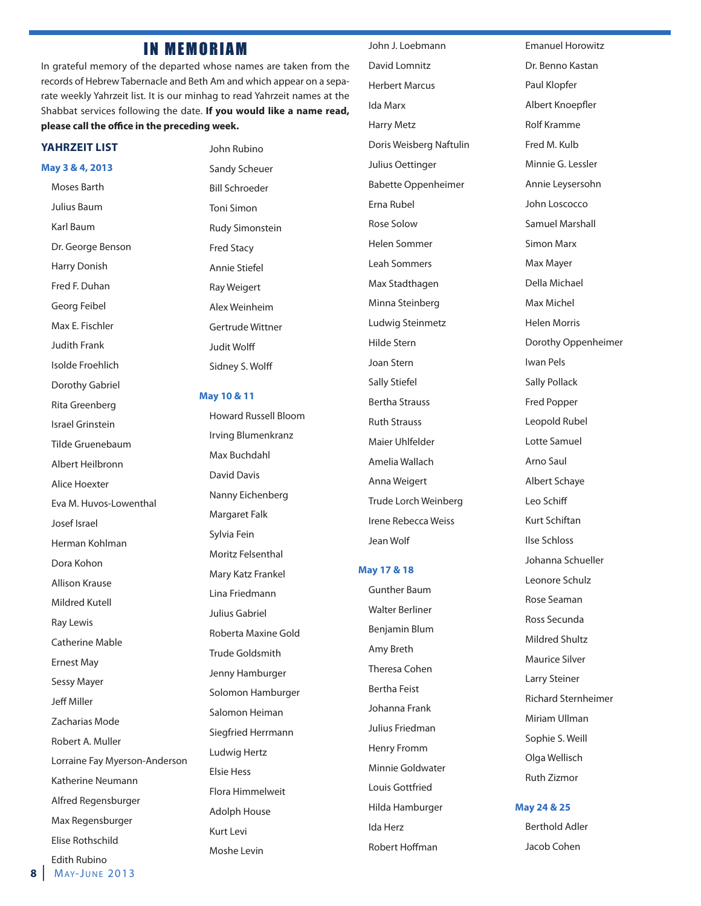# IN MEMORIAM

In grateful memory of the departed whose names are taken from the records of Hebrew Tabernacle and Beth Am and which appear on a separate weekly Yahrzeit list. It is our minhag to read Yahrzeit names at the Shabbat services following the date. **If you would like a name read, please call the office in the preceding week.**

## YAHRZEIT LIST

### May 3 & 4, 2013

Moses Barth
Julius Baum
Karl Baum
Dr. George Benson
Harry Donish
Fred F. Duhan
Georg Feibel
Max E. Fischler
Judith Frank
Isolde Froehlich
Dorothy Gabriel
Rita Greenberg
Israel Grinstein
Tilde Gruenebaum
Albert Heilbronn
Alice Hoexter
Eva M. Huvos-Lowenthal
Josef Israel
Herman Kohlman
Dora Kohon
Allison Krause
Mildred Kutell
Ray Lewis
Catherine Mable
Ernest May
Sessy Mayer
Jeff Miller
Zacharias Mode
Robert A. Muller
Lorraine Fay Myerson-Anderson
Katherine Neumann
Alfred Regensburger
Max Regensburger
Elise Rothschild
Edith Rubino
John Rubino
Sandy Scheuer
Bill Schroeder
Toni Simon
Rudy Simonstein
Fred Stacy
Annie Stiefel
Ray Weigert
Alex Weinheim
Gertrude Wittner
Judit Wolff
Sidney S. Wolff

### May 10 & 11

Howard Russell Bloom
Irving Blumenkranz
Max Buchdahl
David Davis
Nanny Eichenberg
Margaret Falk
Sylvia Fein
Moritz Felsenthal
Mary Katz Frankel
Lina Friedmann
Julius Gabriel
Roberta Maxine Gold
Trude Goldsmith
Jenny Hamburger
Solomon Hamburger
Salomon Heiman
Siegfried Herrmann
Ludwig Hertz
Elsie Hess
Flora Himmelweit
Adolph House
Kurt Levi
Moshe Levin
John J. Loebmann
David Lomnitz
Herbert Marcus
Ida Marx
Harry Metz
Doris Weisberg Naftulin
Julius Oettinger
Babette Oppenheimer
Erna Rubel
Rose Solow
Helen Sommer
Leah Sommers
Max Stadthagen
Minna Steinberg
Ludwig Steinmetz
Hilde Stern
Joan Stern
Sally Stiefel
Bertha Strauss
Ruth Strauss
Maier Uhlfelder
Amelia Wallach
Anna Weigert
Trude Lorch Weinberg
Irene Rebecca Weiss
Jean Wolf

### May 17 & 18

Gunther Baum
Walter Berliner
Benjamin Blum
Amy Breth
Theresa Cohen
Bertha Feist
Johanna Frank
Julius Friedman
Henry Fromm
Minnie Goldwater
Louis Gottfried
Hilda Hamburger
Ida Herz
Robert Hoffman
Emanuel Horowitz
Dr. Benno Kastan
Paul Klopfer
Albert Knoepfler
Rolf Kramme
Fred M. Kulb
Minnie G. Lessler
Annie Leysersohn
John Loscocco
Samuel Marshall
Simon Marx
Max Mayer
Della Michael
Max Michel
Helen Morris
Dorothy Oppenheimer
Iwan Pels
Sally Pollack
Fred Popper
Leopold Rubel
Lotte Samuel
Arno Saul
Albert Schaye
Leo Schiff
Kurt Schiftan
Ilse Schloss
Johanna Schueller
Leonore Schulz
Rose Seaman
Ross Secunda
Mildred Shultz
Maurice Silver
Larry Steiner
Richard Sternheimer
Miriam Ullman
Sophie S. Weill
Olga Wellisch
Ruth Zizmor

### May 24 & 25

Berthold Adler
Jacob Cohen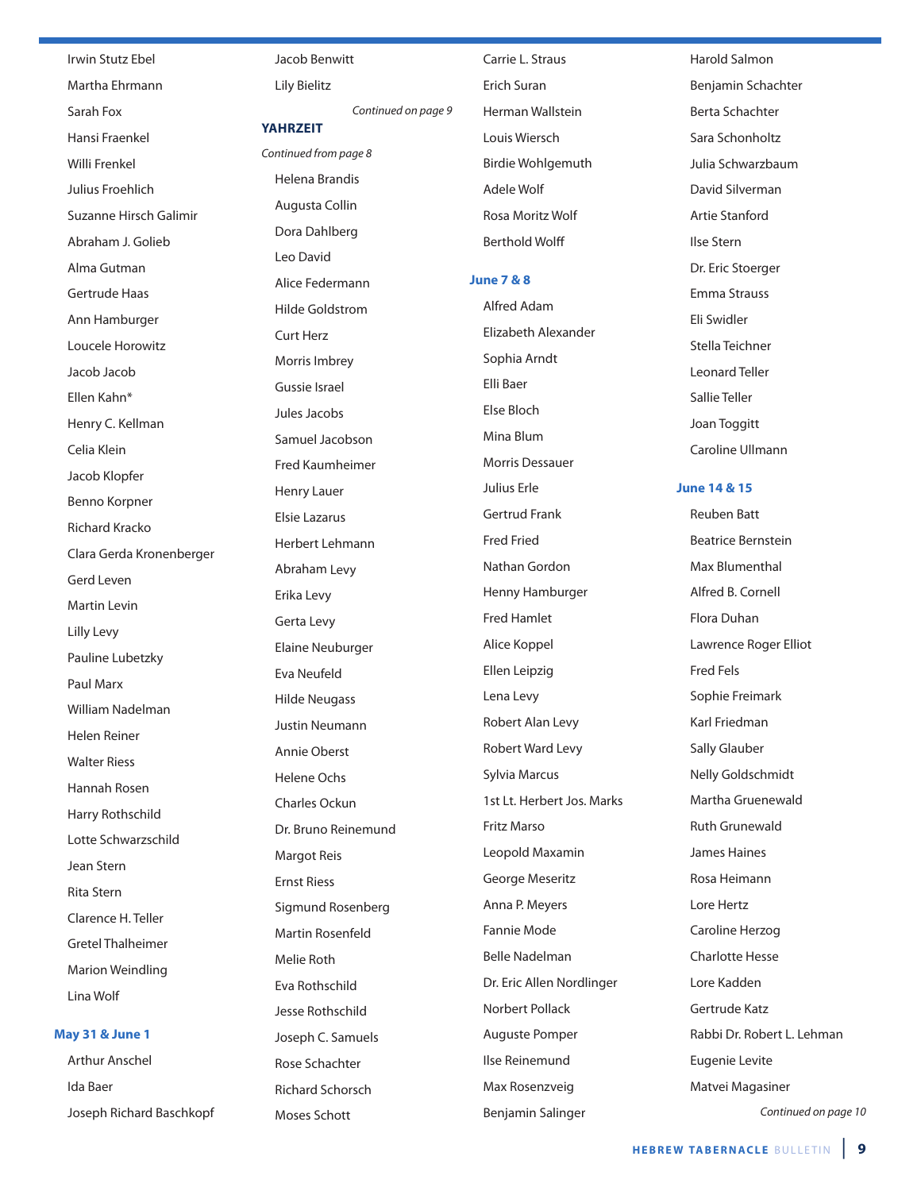Irwin Stutz Ebel
Martha Ehrmann
Sarah Fox
Hansi Fraenkel
Willi Frenkel
Julius Froehlich
Suzanne Hirsch Galimir
Abraham J. Golieb
Alma Gutman
Gertrude Haas
Ann Hamburger
Loucele Horowitz
Jacob Jacob
Ellen Kahn*
Henry C. Kellman
Celia Klein
Jacob Klopfer
Benno Korpner
Richard Kracko
Clara Gerda Kronenberger
Gerd Leven
Martin Levin
Lilly Levy
Pauline Lubetzky
Paul Marx
William Nadelman
Helen Reiner
Walter Riess
Hannah Rosen
Harry Rothschild
Lotte Schwarzschild
Jean Stern
Rita Stern
Clarence H. Teller
Gretel Thalheimer
Marion Weindling
Lina Wolf

### May 31 & June 1

Arthur Anschel
Ida Baer
Joseph Richard Baschkopf
Jacob Benwitt
Lily Bielitz

*Continued on page 9*

### YAHRZEIT

*Continued from page 8*

Helena Brandis
Augusta Collin
Dora Dahlberg
Leo David
Alice Federmann
Hilde Goldstrom
Curt Herz
Morris Imbrey
Gussie Israel
Jules Jacobs
Samuel Jacobson
Fred Kaumheimer
Henry Lauer
Elsie Lazarus
Herbert Lehmann
Abraham Levy
Erika Levy
Gerta Levy
Elaine Neuburger
Eva Neufeld
Hilde Neugass
Justin Neumann
Annie Oberst
Helene Ochs
Charles Ockun
Dr. Bruno Reinemund
Margot Reis
Ernst Riess
Sigmund Rosenberg
Martin Rosenfeld
Melie Roth
Eva Rothschild
Jesse Rothschild
Joseph C. Samuels
Rose Schachter
Richard Schorsch
Moses Schott
Carrie L. Straus
Erich Suran
Herman Wallstein
Louis Wiersch
Birdie Wohlgemuth
Adele Wolf
Rosa Moritz Wolf
Berthold Wolff

### June 7 & 8

Alfred Adam
Elizabeth Alexander
Sophia Arndt
Elli Baer
Else Bloch
Mina Blum
Morris Dessauer
Julius Erle
Gertrud Frank
Fred Fried
Nathan Gordon
Henny Hamburger
Fred Hamlet
Alice Koppel
Ellen Leipzig
Lena Levy
Robert Alan Levy
Robert Ward Levy
Sylvia Marcus
1st Lt. Herbert Jos. Marks
Fritz Marso
Leopold Maxamin
George Meseritz
Anna P. Meyers
Fannie Mode
Belle Nadelman
Dr. Eric Allen Nordlinger
Norbert Pollack
Auguste Pomper
Ilse Reinemund
Max Rosenzveig
Benjamin Salinger
Harold Salmon
Benjamin Schachter
Berta Schachter
Sara Schonholtz
Julia Schwarzbaum
David Silverman
Artie Stanford
Ilse Stern
Dr. Eric Stoerger
Emma Strauss
Eli Swidler
Stella Teichner
Leonard Teller
Sallie Teller
Joan Toggitt
Caroline Ullmann

### June 14 & 15

Reuben Batt
Beatrice Bernstein
Max Blumenthal
Alfred B. Cornell
Flora Duhan
Lawrence Roger Elliot
Fred Fels
Sophie Freimark
Karl Friedman
Sally Glauber
Nelly Goldschmidt
Martha Gruenewald
Ruth Grunewald
James Haines
Rosa Heimann
Lore Hertz
Caroline Herzog
Charlotte Hesse
Lore Kadden
Gertrude Katz
Rabbi Dr. Robert L. Lehman
Eugenie Levite
Matvei Magasiner

*Continued on page 10*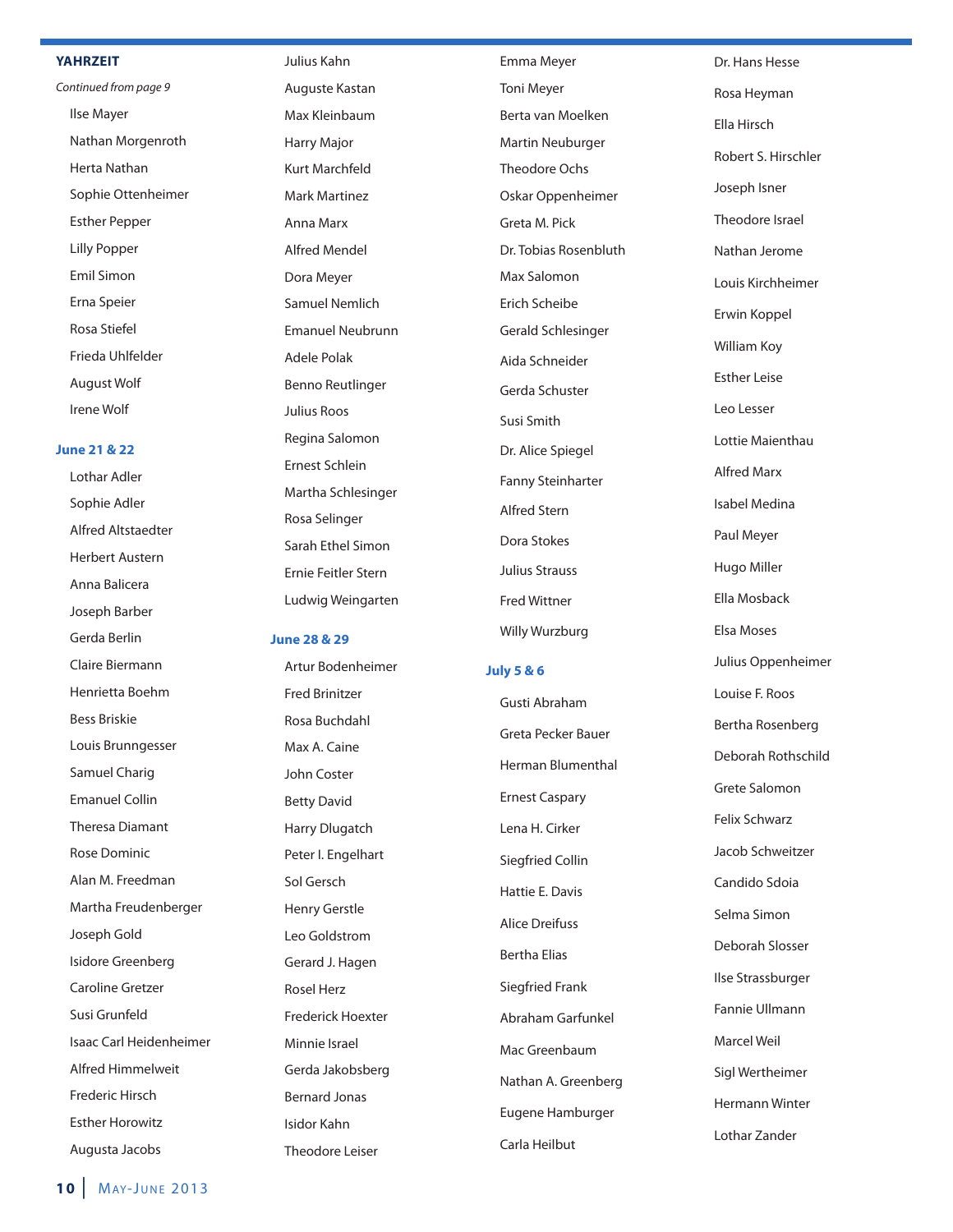## YAHRZEIT

*Continued from page 9*

- Ilse Mayer
- Nathan Morgenroth
- Herta Nathan
- Sophie Ottenheimer
- Esther Pepper
- Lilly Popper
- Emil Simon
- Erna Speier
- Rosa Stiefel
- Frieda Uhlfelder
- August Wolf
- Irene Wolf

### June 21 & 22

- Lothar Adler
- Sophie Adler
- Alfred Altstaedter
- Herbert Austern
- Anna Balicera
- Joseph Barber
- Gerda Berlin
- Claire Biermann
- Henrietta Boehm
- Bess Briskie
- Louis Brunngesser
- Samuel Charig
- Emanuel Collin
- Theresa Diamant
- Rose Dominic
- Alan M. Freedman
- Martha Freudenberger
- Joseph Gold
- Isidore Greenberg
- Caroline Gretzer
- Susi Grunfeld
- Isaac Carl Heidenheimer
- Alfred Himmelweit
- Frederic Hirsch
- Esther Horowitz
- Augusta Jacobs
- Julius Kahn
- Auguste Kastan
- Max Kleinbaum
- Harry Major
- Kurt Marchfeld
- Mark Martinez
- Anna Marx
- Alfred Mendel
- Dora Meyer
- Samuel Nemlich
- Emanuel Neubrunn
- Adele Polak
- Benno Reutlinger
- Julius Roos
- Regina Salomon
- Ernest Schlein
- Martha Schlesinger
- Rosa Selinger
- Sarah Ethel Simon
- Ernie Feitler Stern
- Ludwig Weingarten

### June 28 & 29

- Artur Bodenheimer
- Fred Brinitzer
- Rosa Buchdahl
- Max A. Caine
- John Coster
- Betty David
- Harry Dlugatch
- Peter I. Engelhart
- Sol Gersch
- Henry Gerstle
- Leo Goldstrom
- Gerard J. Hagen
- Rosel Herz
- Frederick Hoexter
- Minnie Israel
- Gerda Jakobsberg
- Bernard Jonas
- Isidor Kahn
- Theodore Leiser
- Emma Meyer
- Toni Meyer
- Berta van Moelken
- Martin Neuburger
- Theodore Ochs
- Oskar Oppenheimer
- Greta M. Pick
- Dr. Tobias Rosenbluth
- Max Salomon
- Erich Scheibe
- Gerald Schlesinger
- Aida Schneider
- Gerda Schuster
- Susi Smith
- Dr. Alice Spiegel
- Fanny Steinharter
- Alfred Stern
- Dora Stokes
- Julius Strauss
- Fred Wittner
- Willy Wurzburg

### July 5 & 6

- Gusti Abraham
- Greta Pecker Bauer
- Herman Blumenthal
- Ernest Caspary
- Lena H. Cirker
- Siegfried Collin
- Hattie E. Davis
- Alice Dreifuss
- Bertha Elias
- Siegfried Frank
- Abraham Garfunkel
- Mac Greenbaum
- Nathan A. Greenberg
- Eugene Hamburger
- Carla Heilbut
- Dr. Hans Hesse
- Rosa Heyman
- Ella Hirsch
- Robert S. Hirschler
- Joseph Isner
- Theodore Israel
- Nathan Jerome
- Louis Kirchheimer
- Erwin Koppel
- William Koy
- Esther Leise
- Leo Lesser
- Lottie Maienthau
- Alfred Marx
- Isabel Medina
- Paul Meyer
- Hugo Miller
- Ella Mosback
- Elsa Moses
- Julius Oppenheimer
- Louise F. Roos
- Bertha Rosenberg
- Deborah Rothschild
- Grete Salomon
- Felix Schwarz
- Jacob Schweitzer
- Candido Sdoia
- Selma Simon
- Deborah Slosser
- Ilse Strassburger
- Fannie Ullmann
- Marcel Weil
- Sigl Wertheimer
- Hermann Winter
- Lothar Zander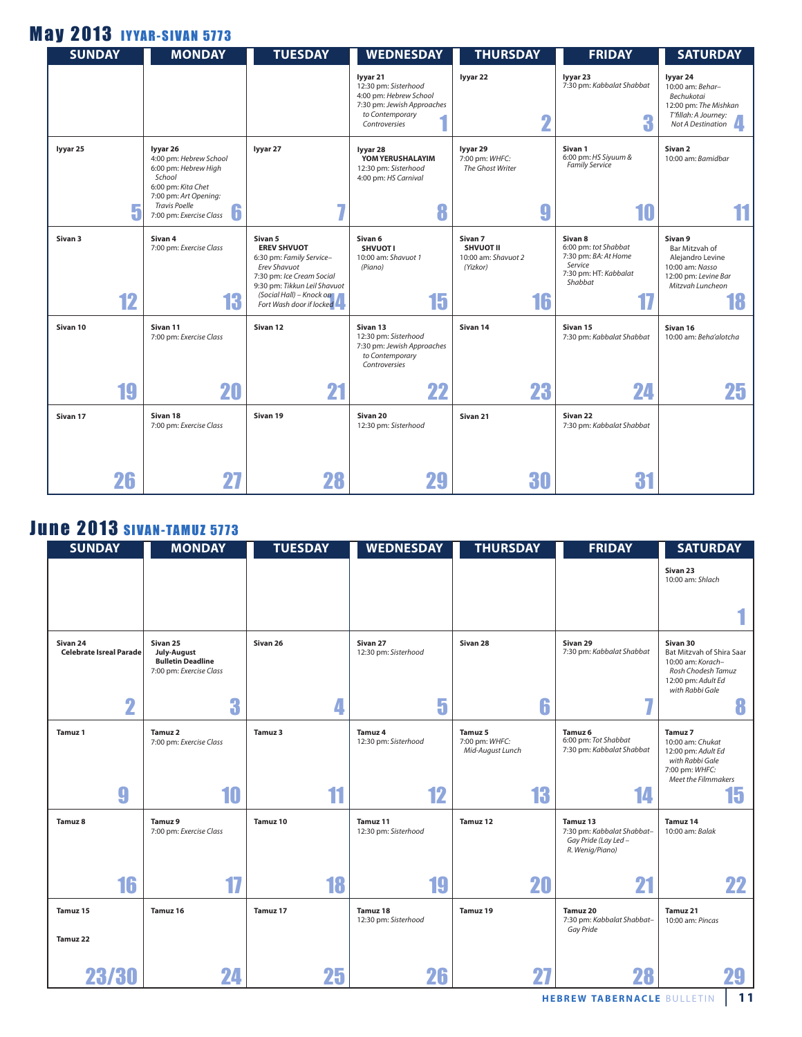## May 2013 IYYAR-SIVAN 5773

| SUNDAY | MONDAY | TUESDAY | WEDNESDAY | THURSDAY | FRIDAY | SATURDAY |
|---|---|---|---|---|---|---|
| | | | Iyyar 21<br>12:30 pm: *Sisterhood*<br>4:00 pm: *Hebrew School*<br>7:30 pm: *Jewish Approaches to Contemporary Controversies*<br>**1** | Iyyar 22<br>**2** | Iyyar 23<br>7:30 pm: *Kabbalat Shabbat*<br>**3** | Iyyar 24<br>10:00 am: *Behar–Bechukotai*<br>12:00 pm: *The Mishkan T'fillah: A Journey: Not A Destination*<br>**4** |
| Iyyar 25<br>**5** | Iyyar 26<br>4:00 pm: *Hebrew School*<br>6:00 pm: *Hebrew High School*<br>6:00 pm: *Kita Chet*<br>7:00 pm: *Art Opening: Travis Poelle*<br>7:00 pm: *Exercise Class*<br>**6** | Iyyar 27<br>**7** | Iyyar 28<br>**YOM YERUSHALAYIM**<br>12:30 pm: *Sisterhood*<br>4:00 pm: *HS Carnival*<br>**8** | Iyyar 29<br>7:00 pm: *WHFC: The Ghost Writer*<br>**9** | Sivan 1<br>6:00 pm: *HS Siyuum & Family Service*<br>**10** | Sivan 2<br>10:00 am: *Bamidbar*<br>**11** |
| Sivan 3<br>**12** | Sivan 4<br>7:00 pm: *Exercise Class*<br>**13** | Sivan 5<br>**EREV SHVUOT**<br>6:30 pm: *Family Service–Erev Shavuot*<br>7:30 pm: *Ice Cream Social*<br>9:30 pm: *Tikkun Leil Shavuot (Social Hall) – Knock on Fort Wash door if locked*<br>**14** | Sivan 6<br>**SHVUOT I**<br>10:00 am: *Shavuot 1 (Piano)*<br>**15** | Sivan 7<br>**SHVUOT II**<br>10:00 am: *Shavuot 2 (Yizkor)*<br>**16** | Sivan 8<br>6:00 pm: *tot Shabbat*<br>7:30 pm: *BA: At Home Service*<br>7:30 pm: HT: *Kabbalat Shabbat*<br>**17** | Sivan 9<br>Bar Mitzvah of Alejandro Levine<br>10:00 am: *Nasso*<br>12:00 pm: *Levine Bar Mitzvah Luncheon*<br>**18** |
| Sivan 10<br>**19** | Sivan 11<br>7:00 pm: *Exercise Class*<br>**20** | Sivan 12<br>**21** | Sivan 13<br>12:30 pm: *Sisterhood*<br>7:30 pm: *Jewish Approaches to Contemporary Controversies*<br>**22** | Sivan 14<br>**23** | Sivan 15<br>7:30 pm: *Kabbalat Shabbat*<br>**24** | Sivan 16<br>10:00 am: *Beha'alotcha*<br>**25** |
| Sivan 17<br>**26** | Sivan 18<br>7:00 pm: *Exercise Class*<br>**27** | Sivan 19<br>**28** | Sivan 20<br>12:30 pm: *Sisterhood*<br>**29** | Sivan 21<br>**30** | Sivan 22<br>7:30 pm: *Kabbalat Shabbat*<br>**31** | |

## June 2013 SIVAN-TAMUZ 5773

| SUNDAY | MONDAY | TUESDAY | WEDNESDAY | THURSDAY | FRIDAY | SATURDAY |
|---|---|---|---|---|---|---|
| | | | | | | Sivan 23<br>10:00 am: *Shlach*<br>**1** |
| Sivan 24<br>**Celebrate Isreal Parade**<br>**2** | Sivan 25<br>**July-August Bulletin Deadline**<br>7:00 pm: *Exercise Class*<br>**3** | Sivan 26<br>**4** | Sivan 27<br>12:30 pm: *Sisterhood*<br>**5** | Sivan 28<br>**6** | Sivan 29<br>7:30 pm: *Kabbalat Shabbat*<br>**7** | Sivan 30<br>Bat Mitzvah of Shira Saar<br>10:00 am: *Korach–Rosh Chodesh Tamuz*<br>12:00 pm: *Adult Ed with Rabbi Gale*<br>**8** |
| Tamuz 1<br>**9** | Tamuz 2<br>7:00 pm: *Exercise Class*<br>**10** | Tamuz 3<br>**11** | Tamuz 4<br>12:30 pm: *Sisterhood*<br>**12** | Tamuz 5<br>7:00 pm: *WHFC: Mid-August Lunch*<br>**13** | Tamuz 6<br>6:00 pm: *Tot Shabbat*<br>7:30 pm: *Kabbalat Shabbat*<br>**14** | Tamuz 7<br>10:00 am: *Chukat*<br>12:00 pm: *Adult Ed with Rabbi Gale*<br>7:00 pm: *WHFC: Meet the Filmmakers*<br>**15** |
| Tamuz 8<br>**16** | Tamuz 9<br>7:00 pm: *Exercise Class*<br>**17** | Tamuz 10<br>**18** | Tamuz 11<br>12:30 pm: *Sisterhood*<br>**19** | Tamuz 12<br>**20** | Tamuz 13<br>7:30 pm: *Kabbalat Shabbat–Gay Pride (Lay Led – R. Wenig/Piano)*<br>**21** | Tamuz 14<br>10:00 am: *Balak*<br>**22** |
| Tamuz 15<br>Tamuz 22<br>**23/30** | Tamuz 16<br>**24** | Tamuz 17<br>**25** | Tamuz 18<br>12:30 pm: *Sisterhood*<br>**26** | Tamuz 19<br>**27** | Tamuz 20<br>7:30 pm: *Kabbalat Shabbat–Gay Pride*<br>**28** | Tamuz 21<br>10:00 am: *Pincas*<br>**29** |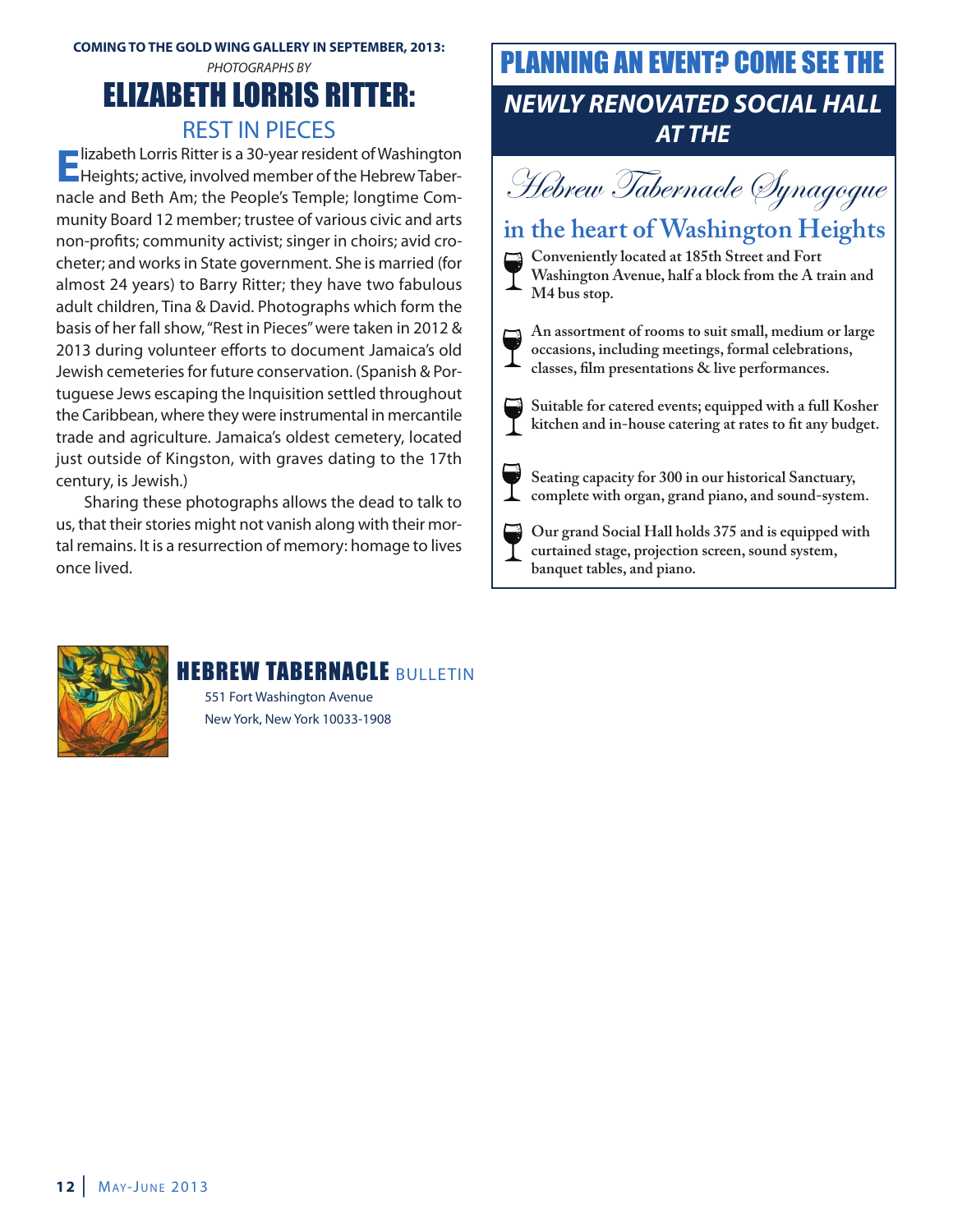**COMING TO THE GOLD WING GALLERY IN SEPTEMBER, 2013:**

*PHOTOGRAPHS BY*

# ELIZABETH LORRIS RITTER:

## REST IN PIECES

Elizabeth Lorris Ritter is a 30-year resident of Washington Heights; active, involved member of the Hebrew Tabernacle and Beth Am; the People's Temple; longtime Community Board 12 member; trustee of various civic and arts non-profits; community activist; singer in choirs; avid crocheter; and works in State government. She is married (for almost 24 years) to Barry Ritter; they have two fabulous adult children, Tina & David. Photographs which form the basis of her fall show, "Rest in Pieces" were taken in 2012 & 2013 during volunteer efforts to document Jamaica's old Jewish cemeteries for future conservation. (Spanish & Portuguese Jews escaping the Inquisition settled throughout the Caribbean, where they were instrumental in mercantile trade and agriculture. Jamaica's oldest cemetery, located just outside of Kingston, with graves dating to the 17th century, is Jewish.)

Sharing these photographs allows the dead to talk to us, that their stories might not vanish along with their mortal remains. It is a resurrection of memory: homage to lives once lived.

# PLANNING AN EVENT? COME SEE THE

## *NEWLY RENOVATED SOCIAL HALL AT THE*

## *Hebrew Tabernacle Synagogue*

## in the heart of Washington Heights

- **Conveniently located at 185th Street and Fort Washington Avenue, half a block from the A train and M4 bus stop.**
- **An assortment of rooms to suit small, medium or large occasions, including meetings, formal celebrations, classes, film presentations & live performances.**
- **Suitable for catered events; equipped with a full Kosher kitchen and in-house catering at rates to fit any budget.**
- **Seating capacity for 300 in our historical Sanctuary, complete with organ, grand piano, and sound-system.**
- **Our grand Social Hall holds 375 and is equipped with curtained stage, projection screen, sound system, banquet tables, and piano.**

**HEBREW TABERNACLE** BULLETIN

551 Fort Washington Avenue
New York, New York 10033-1908